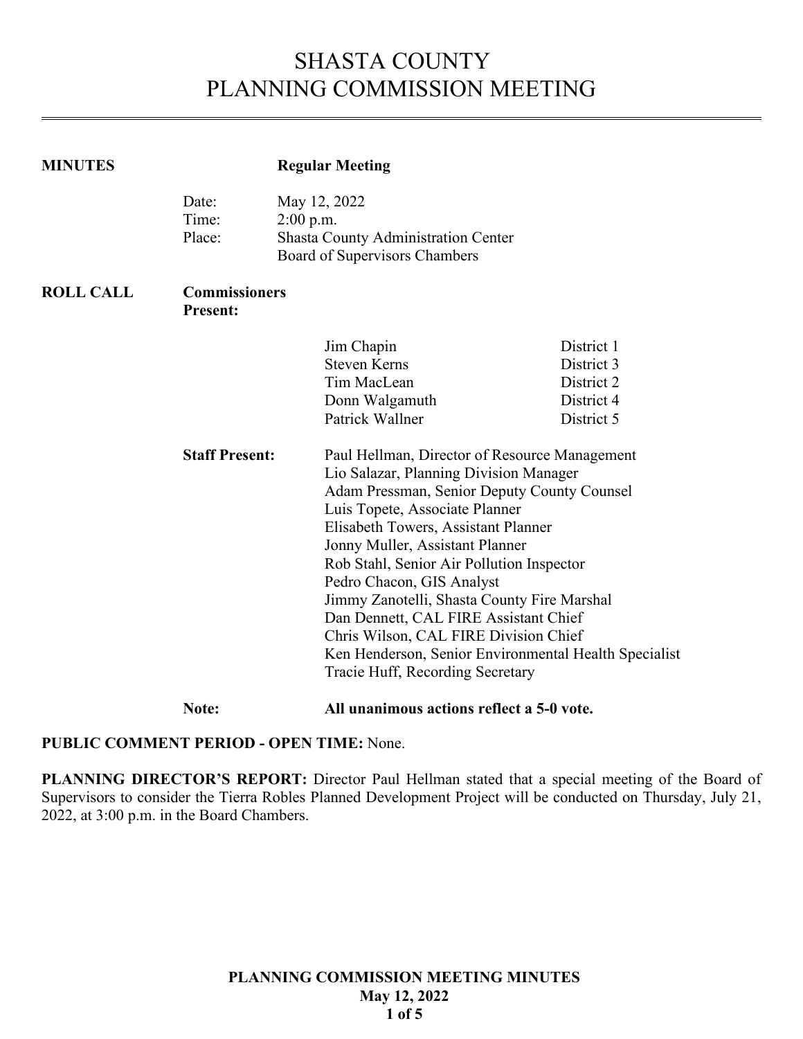# SHASTA COUNTY
# PLANNING COMMISSION MEETING

**MINUTES** **Regular Meeting**

Date: May 12, 2022
Time: 2:00 p.m.
Place: Shasta County Administration Center
Board of Supervisors Chambers

**ROLL CALL** **Commissioners Present:**

| | |
|---|---|
| Jim Chapin | District 1 |
| Steven Kerns | District 3 |
| Tim MacLean | District 2 |
| Donn Walgamuth | District 4 |
| Patrick Wallner | District 5 |

**Staff Present:**

Paul Hellman, Director of Resource Management
Lio Salazar, Planning Division Manager
Adam Pressman, Senior Deputy County Counsel
Luis Topete, Associate Planner
Elisabeth Towers, Assistant Planner
Jonny Muller, Assistant Planner
Rob Stahl, Senior Air Pollution Inspector
Pedro Chacon, GIS Analyst
Jimmy Zanotelli, Shasta County Fire Marshal
Dan Dennett, CAL FIRE Assistant Chief
Chris Wilson, CAL FIRE Division Chief
Ken Henderson, Senior Environmental Health Specialist
Tracie Huff, Recording Secretary

**Note:** **All unanimous actions reflect a 5-0 vote.**

**PUBLIC COMMENT PERIOD - OPEN TIME:** None.

**PLANNING DIRECTOR'S REPORT:** Director Paul Hellman stated that a special meeting of the Board of Supervisors to consider the Tierra Robles Planned Development Project will be conducted on Thursday, July 21, 2022, at 3:00 p.m. in the Board Chambers.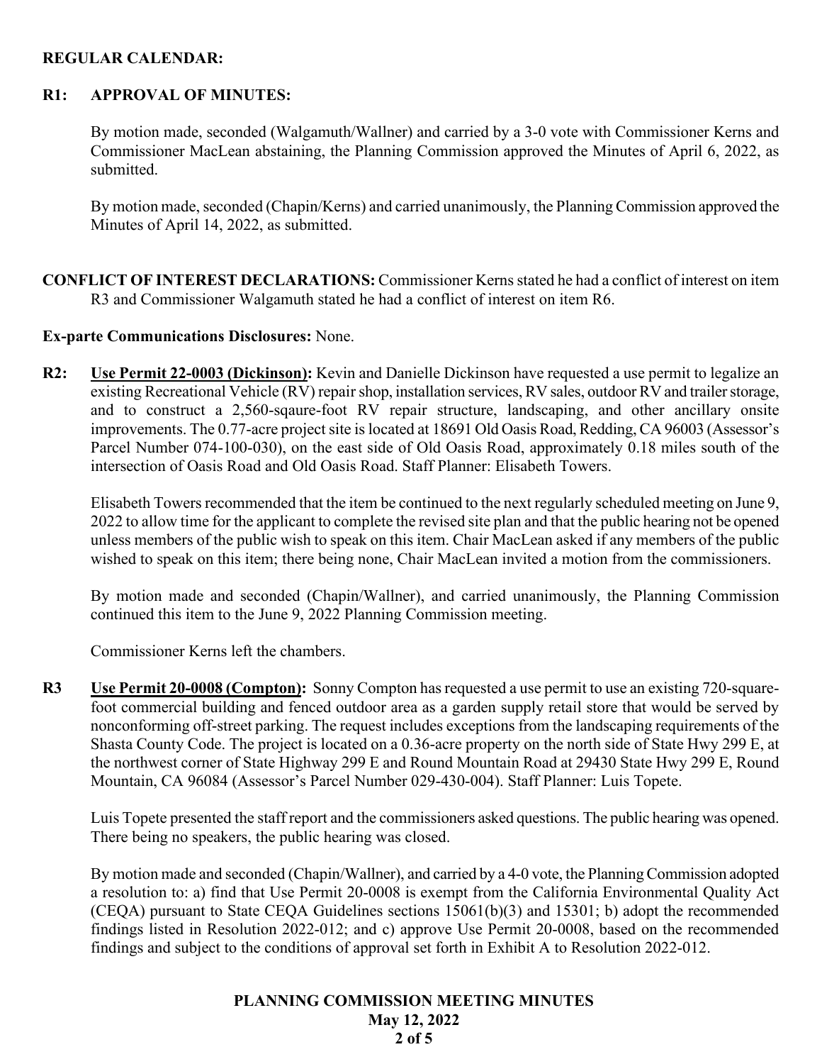**REGULAR CALENDAR:**

**R1: APPROVAL OF MINUTES:**

By motion made, seconded (Walgamuth/Wallner) and carried by a 3-0 vote with Commissioner Kerns and Commissioner MacLean abstaining, the Planning Commission approved the Minutes of April 6, 2022, as submitted.

By motion made, seconded (Chapin/Kerns) and carried unanimously, the Planning Commission approved the Minutes of April 14, 2022, as submitted.

**CONFLICT OF INTEREST DECLARATIONS:** Commissioner Kerns stated he had a conflict of interest on item R3 and Commissioner Walgamuth stated he had a conflict of interest on item R6.

**Ex-parte Communications Disclosures:** None.

**R2: Use Permit 22-0003 (Dickinson):** Kevin and Danielle Dickinson have requested a use permit to legalize an existing Recreational Vehicle (RV) repair shop, installation services, RV sales, outdoor RV and trailer storage, and to construct a 2,560-sqaure-foot RV repair structure, landscaping, and other ancillary onsite improvements. The 0.77-acre project site is located at 18691 Old Oasis Road, Redding, CA 96003 (Assessor's Parcel Number 074-100-030), on the east side of Old Oasis Road, approximately 0.18 miles south of the intersection of Oasis Road and Old Oasis Road. Staff Planner: Elisabeth Towers.

Elisabeth Towers recommended that the item be continued to the next regularly scheduled meeting on June 9, 2022 to allow time for the applicant to complete the revised site plan and that the public hearing not be opened unless members of the public wish to speak on this item. Chair MacLean asked if any members of the public wished to speak on this item; there being none, Chair MacLean invited a motion from the commissioners.

By motion made and seconded (Chapin/Wallner), and carried unanimously, the Planning Commission continued this item to the June 9, 2022 Planning Commission meeting.

Commissioner Kerns left the chambers.

**R3 Use Permit 20-0008 (Compton):** Sonny Compton has requested a use permit to use an existing 720-square-foot commercial building and fenced outdoor area as a garden supply retail store that would be served by nonconforming off-street parking. The request includes exceptions from the landscaping requirements of the Shasta County Code. The project is located on a 0.36-acre property on the north side of State Hwy 299 E, at the northwest corner of State Highway 299 E and Round Mountain Road at 29430 State Hwy 299 E, Round Mountain, CA 96084 (Assessor's Parcel Number 029-430-004). Staff Planner: Luis Topete.

Luis Topete presented the staff report and the commissioners asked questions. The public hearing was opened. There being no speakers, the public hearing was closed.

By motion made and seconded (Chapin/Wallner), and carried by a 4-0 vote, the Planning Commission adopted a resolution to: a) find that Use Permit 20-0008 is exempt from the California Environmental Quality Act (CEQA) pursuant to State CEQA Guidelines sections 15061(b)(3) and 15301; b) adopt the recommended findings listed in Resolution 2022-012; and c) approve Use Permit 20-0008, based on the recommended findings and subject to the conditions of approval set forth in Exhibit A to Resolution 2022-012.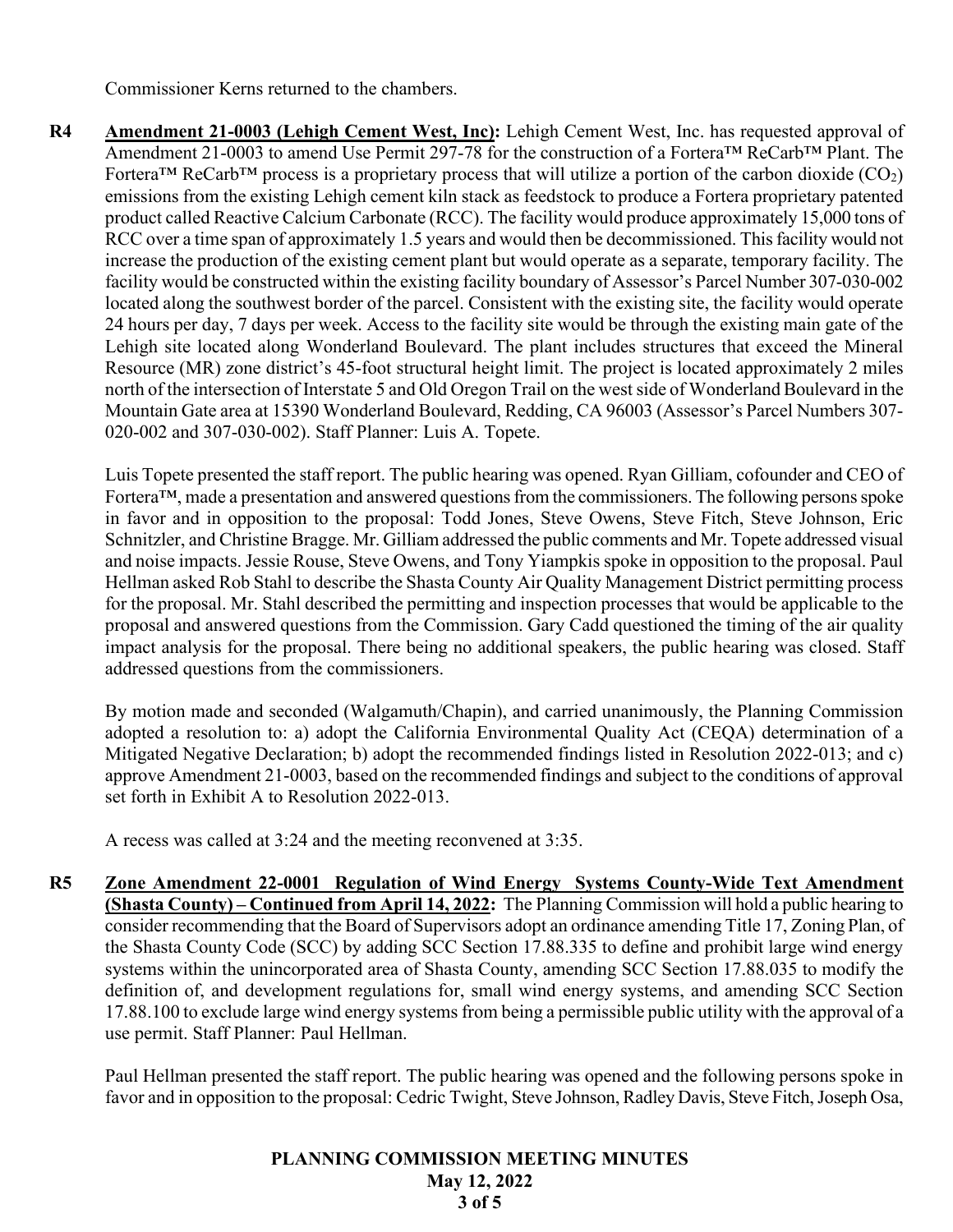Commissioner Kerns returned to the chambers.

**R4** **Amendment 21-0003 (Lehigh Cement West, Inc):** Lehigh Cement West, Inc. has requested approval of Amendment 21-0003 to amend Use Permit 297-78 for the construction of a Fortera™ ReCarb™ Plant. The Fortera™ ReCarb™ process is a proprietary process that will utilize a portion of the carbon dioxide ($CO_2$) emissions from the existing Lehigh cement kiln stack as feedstock to produce a Fortera proprietary patented product called Reactive Calcium Carbonate (RCC). The facility would produce approximately 15,000 tons of RCC over a time span of approximately 1.5 years and would then be decommissioned. This facility would not increase the production of the existing cement plant but would operate as a separate, temporary facility. The facility would be constructed within the existing facility boundary of Assessor's Parcel Number 307-030-002 located along the southwest border of the parcel. Consistent with the existing site, the facility would operate 24 hours per day, 7 days per week. Access to the facility site would be through the existing main gate of the Lehigh site located along Wonderland Boulevard. The plant includes structures that exceed the Mineral Resource (MR) zone district's 45-foot structural height limit. The project is located approximately 2 miles north of the intersection of Interstate 5 and Old Oregon Trail on the west side of Wonderland Boulevard in the Mountain Gate area at 15390 Wonderland Boulevard, Redding, CA 96003 (Assessor's Parcel Numbers 307-020-002 and 307-030-002). Staff Planner: Luis A. Topete.

Luis Topete presented the staff report. The public hearing was opened. Ryan Gilliam, cofounder and CEO of Fortera™, made a presentation and answered questions from the commissioners. The following persons spoke in favor and in opposition to the proposal: Todd Jones, Steve Owens, Steve Fitch, Steve Johnson, Eric Schnitzler, and Christine Bragge. Mr. Gilliam addressed the public comments and Mr. Topete addressed visual and noise impacts. Jessie Rouse, Steve Owens, and Tony Yiampkis spoke in opposition to the proposal. Paul Hellman asked Rob Stahl to describe the Shasta County Air Quality Management District permitting process for the proposal. Mr. Stahl described the permitting and inspection processes that would be applicable to the proposal and answered questions from the Commission. Gary Cadd questioned the timing of the air quality impact analysis for the proposal. There being no additional speakers, the public hearing was closed. Staff addressed questions from the commissioners.

By motion made and seconded (Walgamuth/Chapin), and carried unanimously, the Planning Commission adopted a resolution to: a) adopt the California Environmental Quality Act (CEQA) determination of a Mitigated Negative Declaration; b) adopt the recommended findings listed in Resolution 2022-013; and c) approve Amendment 21-0003, based on the recommended findings and subject to the conditions of approval set forth in Exhibit A to Resolution 2022-013.

A recess was called at 3:24 and the meeting reconvened at 3:35.

**R5** **Zone Amendment 22-0001 Regulation of Wind Energy Systems County-Wide Text Amendment (Shasta County) – Continued from April 14, 2022:** The Planning Commission will hold a public hearing to consider recommending that the Board of Supervisors adopt an ordinance amending Title 17, Zoning Plan, of the Shasta County Code (SCC) by adding SCC Section 17.88.335 to define and prohibit large wind energy systems within the unincorporated area of Shasta County, amending SCC Section 17.88.035 to modify the definition of, and development regulations for, small wind energy systems, and amending SCC Section 17.88.100 to exclude large wind energy systems from being a permissible public utility with the approval of a use permit. Staff Planner: Paul Hellman.

Paul Hellman presented the staff report. The public hearing was opened and the following persons spoke in favor and in opposition to the proposal: Cedric Twight, Steve Johnson, Radley Davis, Steve Fitch, Joseph Osa,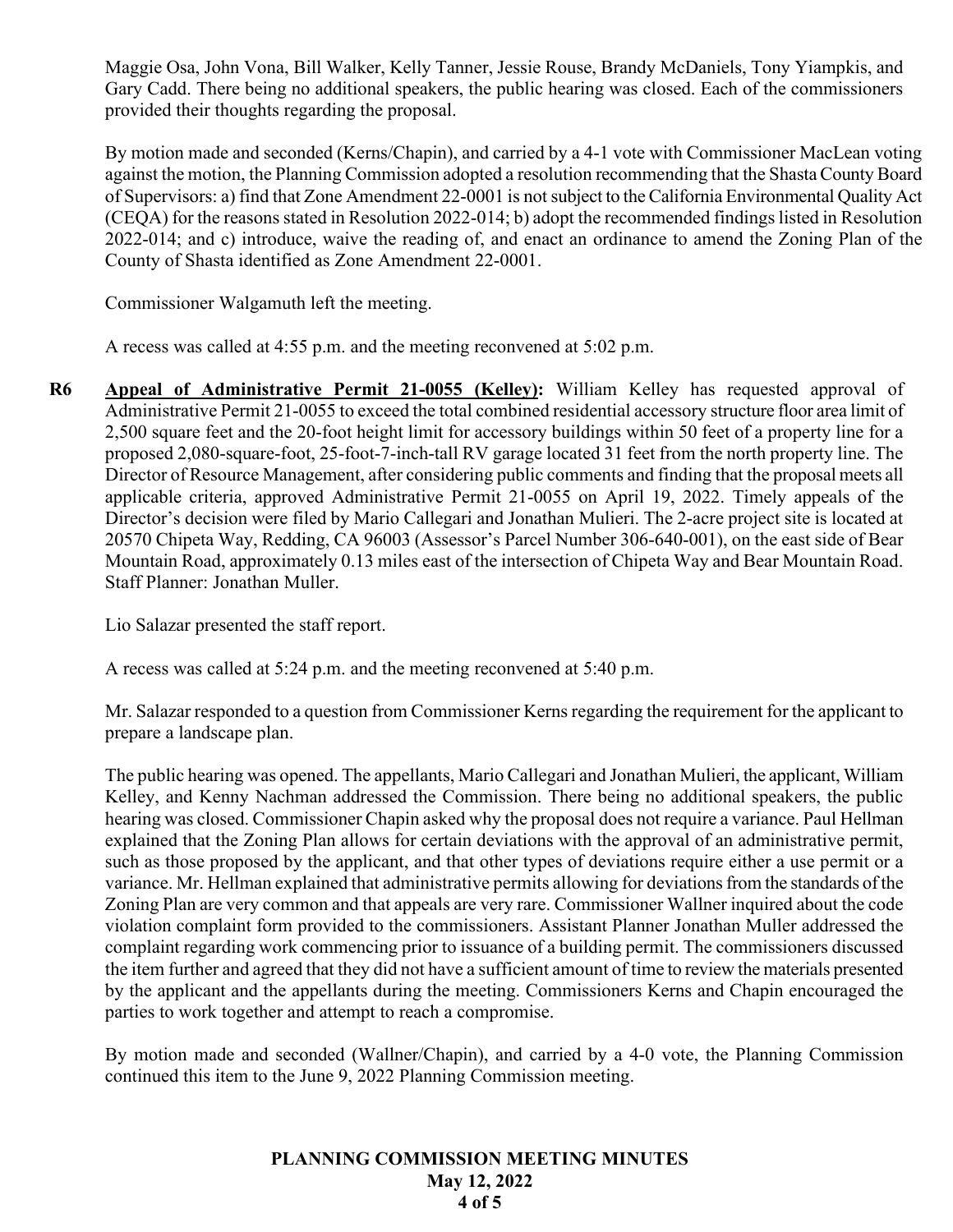Maggie Osa, John Vona, Bill Walker, Kelly Tanner, Jessie Rouse, Brandy McDaniels, Tony Yiampkis, and Gary Cadd. There being no additional speakers, the public hearing was closed. Each of the commissioners provided their thoughts regarding the proposal.

By motion made and seconded (Kerns/Chapin), and carried by a 4-1 vote with Commissioner MacLean voting against the motion, the Planning Commission adopted a resolution recommending that the Shasta County Board of Supervisors: a) find that Zone Amendment 22-0001 is not subject to the California Environmental Quality Act (CEQA) for the reasons stated in Resolution 2022-014; b) adopt the recommended findings listed in Resolution 2022-014; and c) introduce, waive the reading of, and enact an ordinance to amend the Zoning Plan of the County of Shasta identified as Zone Amendment 22-0001.

Commissioner Walgamuth left the meeting.

A recess was called at 4:55 p.m. and the meeting reconvened at 5:02 p.m.

**R6** **Appeal of Administrative Permit 21-0055 (Kelley):** William Kelley has requested approval of Administrative Permit 21-0055 to exceed the total combined residential accessory structure floor area limit of 2,500 square feet and the 20-foot height limit for accessory buildings within 50 feet of a property line for a proposed 2,080-square-foot, 25-foot-7-inch-tall RV garage located 31 feet from the north property line. The Director of Resource Management, after considering public comments and finding that the proposal meets all applicable criteria, approved Administrative Permit 21-0055 on April 19, 2022. Timely appeals of the Director's decision were filed by Mario Callegari and Jonathan Mulieri. The 2-acre project site is located at 20570 Chipeta Way, Redding, CA 96003 (Assessor's Parcel Number 306-640-001), on the east side of Bear Mountain Road, approximately 0.13 miles east of the intersection of Chipeta Way and Bear Mountain Road. Staff Planner: Jonathan Muller.

Lio Salazar presented the staff report.

A recess was called at 5:24 p.m. and the meeting reconvened at 5:40 p.m.

Mr. Salazar responded to a question from Commissioner Kerns regarding the requirement for the applicant to prepare a landscape plan.

The public hearing was opened. The appellants, Mario Callegari and Jonathan Mulieri, the applicant, William Kelley, and Kenny Nachman addressed the Commission. There being no additional speakers, the public hearing was closed. Commissioner Chapin asked why the proposal does not require a variance. Paul Hellman explained that the Zoning Plan allows for certain deviations with the approval of an administrative permit, such as those proposed by the applicant, and that other types of deviations require either a use permit or a variance. Mr. Hellman explained that administrative permits allowing for deviations from the standards of the Zoning Plan are very common and that appeals are very rare. Commissioner Wallner inquired about the code violation complaint form provided to the commissioners. Assistant Planner Jonathan Muller addressed the complaint regarding work commencing prior to issuance of a building permit. The commissioners discussed the item further and agreed that they did not have a sufficient amount of time to review the materials presented by the applicant and the appellants during the meeting. Commissioners Kerns and Chapin encouraged the parties to work together and attempt to reach a compromise.

By motion made and seconded (Wallner/Chapin), and carried by a 4-0 vote, the Planning Commission continued this item to the June 9, 2022 Planning Commission meeting.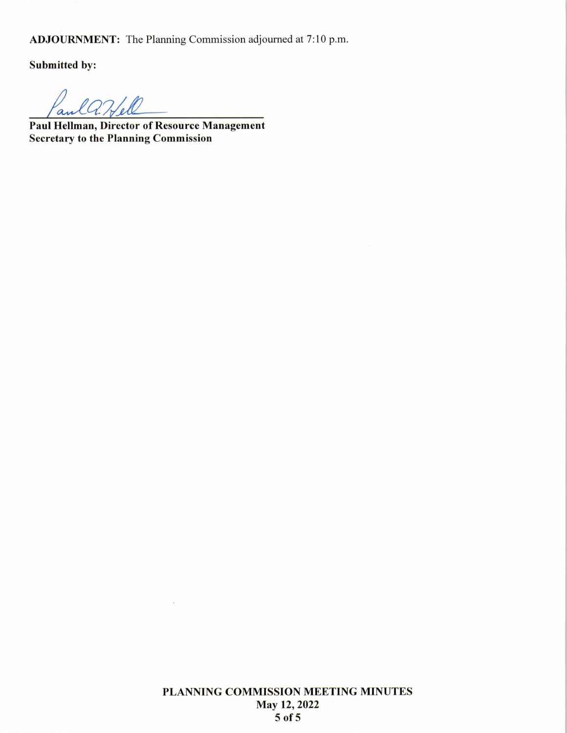**ADJOURNMENT:** The Planning Commission adjourned at 7:10 p.m.

**Submitted by:**

**Paul Hellman, Director of Resource Management**
**Secretary to the Planning Commission**